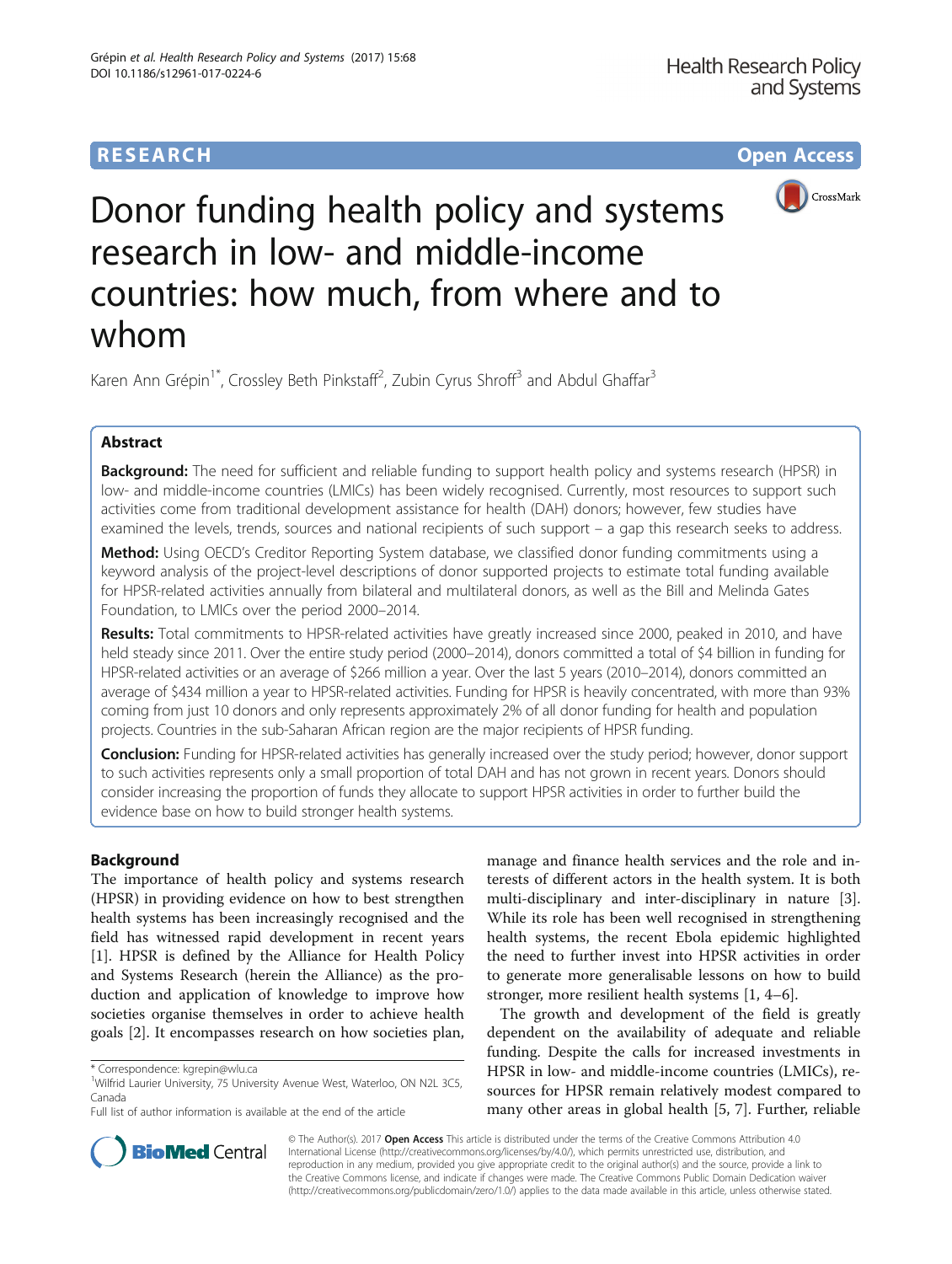# RESEARCH

# Donor funding health policy and systems research in low- and middle-income countries: how much, from where and to whom

Karen Ann Grépin[1*], Crossley Beth Pinkstaff[2], Zubin Cyrus Shroff[3] and Abdul Ghaffar[3]

## Abstract

**Background:** The need for sufficient and reliable funding to support health policy and systems research (HPSR) in low- and middle-income countries (LMICs) has been widely recognised. Currently, most resources to support such activities come from traditional development assistance for health (DAH) donors; however, few studies have examined the levels, trends, sources and national recipients of such support – a gap this research seeks to address.

**Method:** Using OECD's Creditor Reporting System database, we classified donor funding commitments using a keyword analysis of the project-level descriptions of donor supported projects to estimate total funding available for HPSR-related activities annually from bilateral and multilateral donors, as well as the Bill and Melinda Gates Foundation, to LMICs over the period 2000–2014.

**Results:** Total commitments to HPSR-related activities have greatly increased since 2000, peaked in 2010, and have held steady since 2011. Over the entire study period (2000–2014), donors committed a total of $4 billion in funding for HPSR-related activities or an average of $266 million a year. Over the last 5 years (2010–2014), donors committed an average of $434 million a year to HPSR-related activities. Funding for HPSR is heavily concentrated, with more than 93% coming from just 10 donors and only represents approximately 2% of all donor funding for health and population projects. Countries in the sub-Saharan African region are the major recipients of HPSR funding.

**Conclusion:** Funding for HPSR-related activities has generally increased over the study period; however, donor support to such activities represents only a small proportion of total DAH and has not grown in recent years. Donors should consider increasing the proportion of funds they allocate to support HPSR activities in order to further build the evidence base on how to build stronger health systems.

## Background

The importance of health policy and systems research (HPSR) in providing evidence on how to best strengthen health systems has been increasingly recognised and the field has witnessed rapid development in recent years [1]. HPSR is defined by the Alliance for Health Policy and Systems Research (herein the Alliance) as the production and application of knowledge to improve how societies organise themselves in order to achieve health goals [2]. It encompasses research on how societies plan, manage and finance health services and the role and interests of different actors in the health system. It is both multi-disciplinary and inter-disciplinary in nature [3]. While its role has been well recognised in strengthening health systems, the recent Ebola epidemic highlighted the need to further invest into HPSR activities in order to generate more generalisable lessons on how to build stronger, more resilient health systems [1, 4–6].

The growth and development of the field is greatly dependent on the availability of adequate and reliable funding. Despite the calls for increased investments in HPSR in low- and middle-income countries (LMICs), resources for HPSR remain relatively modest compared to many other areas in global health [5, 7]. Further, reliable

\* Correspondence: kgrepin@wlu.ca

[1]Wilfrid Laurier University, 75 University Avenue West, Waterloo, ON N2L 3C5, Canada

Full list of author information is available at the end of the article

© The Author(s). 2017 **Open Access** This article is distributed under the terms of the Creative Commons Attribution 4.0 International License (http://creativecommons.org/licenses/by/4.0/), which permits unrestricted use, distribution, and reproduction in any medium, provided you give appropriate credit to the original author(s) and the source, provide a link to the Creative Commons license, and indicate if changes were made. The Creative Commons Public Domain Dedication waiver (http://creativecommons.org/publicdomain/zero/1.0/) applies to the data made available in this article, unless otherwise stated.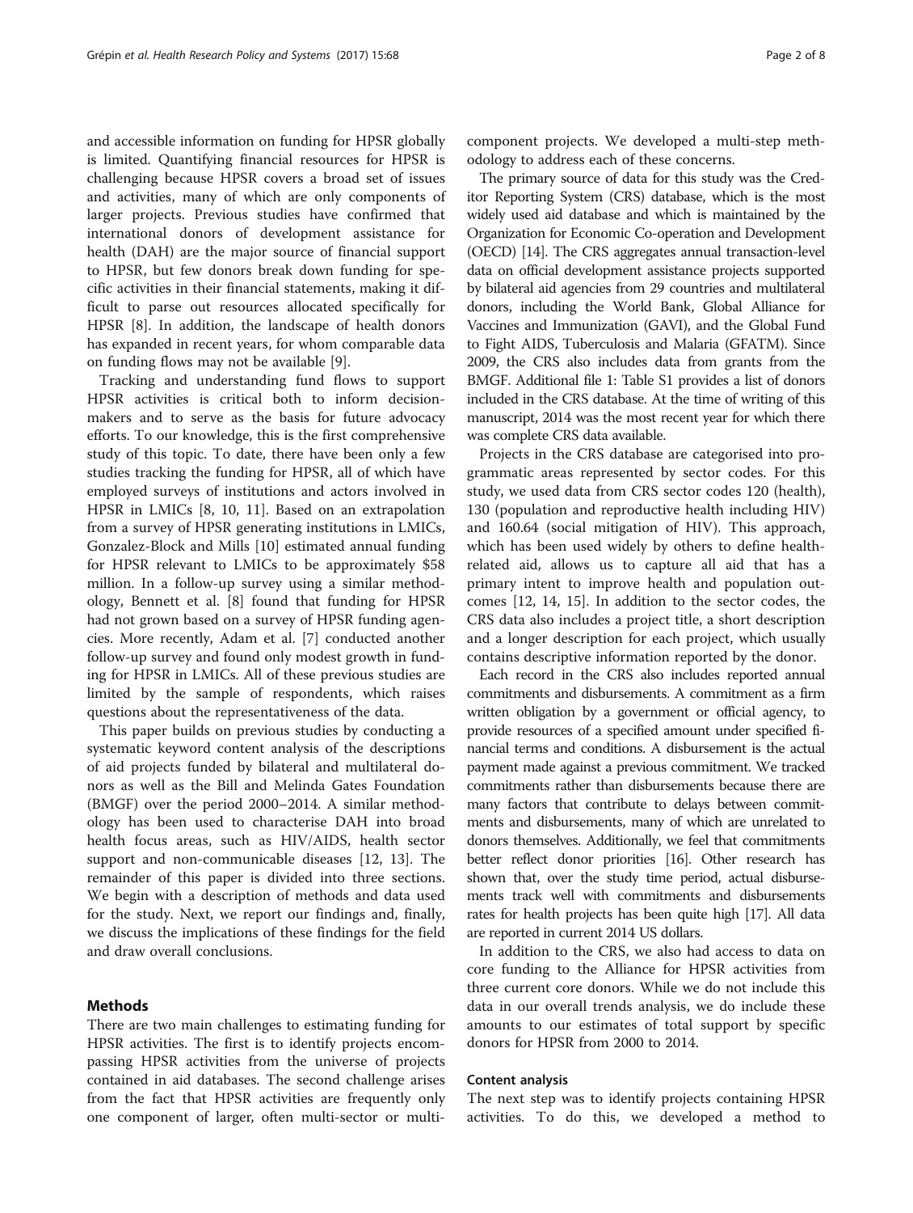and accessible information on funding for HPSR globally is limited. Quantifying financial resources for HPSR is challenging because HPSR covers a broad set of issues and activities, many of which are only components of larger projects. Previous studies have confirmed that international donors of development assistance for health (DAH) are the major source of financial support to HPSR, but few donors break down funding for specific activities in their financial statements, making it difficult to parse out resources allocated specifically for HPSR [8]. In addition, the landscape of health donors has expanded in recent years, for whom comparable data on funding flows may not be available [9].

Tracking and understanding fund flows to support HPSR activities is critical both to inform decision-makers and to serve as the basis for future advocacy efforts. To our knowledge, this is the first comprehensive study of this topic. To date, there have been only a few studies tracking the funding for HPSR, all of which have employed surveys of institutions and actors involved in HPSR in LMICs [8, 10, 11]. Based on an extrapolation from a survey of HPSR generating institutions in LMICs, Gonzalez-Block and Mills [10] estimated annual funding for HPSR relevant to LMICs to be approximately $58 million. In a follow-up survey using a similar methodology, Bennett et al. [8] found that funding for HPSR had not grown based on a survey of HPSR funding agencies. More recently, Adam et al. [7] conducted another follow-up survey and found only modest growth in funding for HPSR in LMICs. All of these previous studies are limited by the sample of respondents, which raises questions about the representativeness of the data.

This paper builds on previous studies by conducting a systematic keyword content analysis of the descriptions of aid projects funded by bilateral and multilateral donors as well as the Bill and Melinda Gates Foundation (BMGF) over the period 2000–2014. A similar methodology has been used to characterise DAH into broad health focus areas, such as HIV/AIDS, health sector support and non-communicable diseases [12, 13]. The remainder of this paper is divided into three sections. We begin with a description of methods and data used for the study. Next, we report our findings and, finally, we discuss the implications of these findings for the field and draw overall conclusions.

## Methods

There are two main challenges to estimating funding for HPSR activities. The first is to identify projects encompassing HPSR activities from the universe of projects contained in aid databases. The second challenge arises from the fact that HPSR activities are frequently only one component of larger, often multi-sector or multi-component projects. We developed a multi-step methodology to address each of these concerns.

The primary source of data for this study was the Creditor Reporting System (CRS) database, which is the most widely used aid database and which is maintained by the Organization for Economic Co-operation and Development (OECD) [14]. The CRS aggregates annual transaction-level data on official development assistance projects supported by bilateral aid agencies from 29 countries and multilateral donors, including the World Bank, Global Alliance for Vaccines and Immunization (GAVI), and the Global Fund to Fight AIDS, Tuberculosis and Malaria (GFATM). Since 2009, the CRS also includes data from grants from the BMGF. Additional file 1: Table S1 provides a list of donors included in the CRS database. At the time of writing of this manuscript, 2014 was the most recent year for which there was complete CRS data available.

Projects in the CRS database are categorised into programmatic areas represented by sector codes. For this study, we used data from CRS sector codes 120 (health), 130 (population and reproductive health including HIV) and 160.64 (social mitigation of HIV). This approach, which has been used widely by others to define health-related aid, allows us to capture all aid that has a primary intent to improve health and population outcomes [12, 14, 15]. In addition to the sector codes, the CRS data also includes a project title, a short description and a longer description for each project, which usually contains descriptive information reported by the donor.

Each record in the CRS also includes reported annual commitments and disbursements. A commitment as a firm written obligation by a government or official agency, to provide resources of a specified amount under specified financial terms and conditions. A disbursement is the actual payment made against a previous commitment. We tracked commitments rather than disbursements because there are many factors that contribute to delays between commitments and disbursements, many of which are unrelated to donors themselves. Additionally, we feel that commitments better reflect donor priorities [16]. Other research has shown that, over the study time period, actual disbursements track well with commitments and disbursements rates for health projects has been quite high [17]. All data are reported in current 2014 US dollars.

In addition to the CRS, we also had access to data on core funding to the Alliance for HPSR activities from three current core donors. While we do not include this data in our overall trends analysis, we do include these amounts to our estimates of total support by specific donors for HPSR from 2000 to 2014.

### Content analysis

The next step was to identify projects containing HPSR activities. To do this, we developed a method to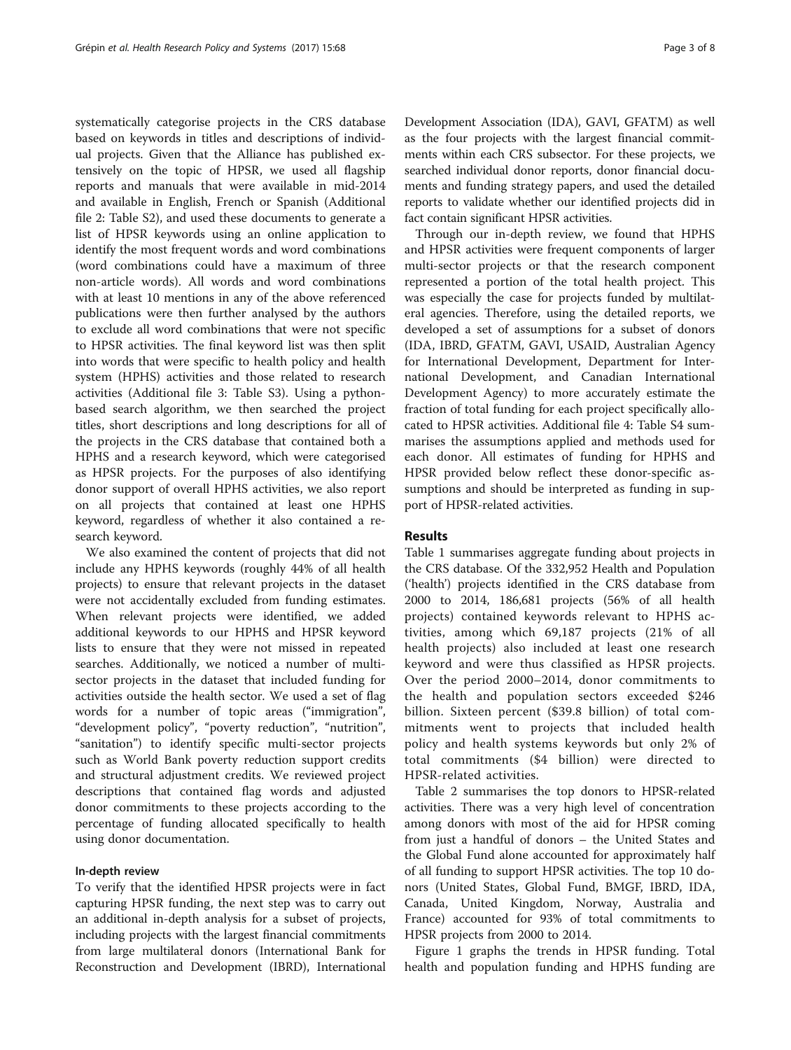systematically categorise projects in the CRS database based on keywords in titles and descriptions of individual projects. Given that the Alliance has published extensively on the topic of HPSR, we used all flagship reports and manuals that were available in mid-2014 and available in English, French or Spanish (Additional file 2: Table S2), and used these documents to generate a list of HPSR keywords using an online application to identify the most frequent words and word combinations (word combinations could have a maximum of three non-article words). All words and word combinations with at least 10 mentions in any of the above referenced publications were then further analysed by the authors to exclude all word combinations that were not specific to HPSR activities. The final keyword list was then split into words that were specific to health policy and health system (HPHS) activities and those related to research activities (Additional file 3: Table S3). Using a python-based search algorithm, we then searched the project titles, short descriptions and long descriptions for all of the projects in the CRS database that contained both a HPHS and a research keyword, which were categorised as HPSR projects. For the purposes of also identifying donor support of overall HPHS activities, we also report on all projects that contained at least one HPHS keyword, regardless of whether it also contained a research keyword.

We also examined the content of projects that did not include any HPHS keywords (roughly 44% of all health projects) to ensure that relevant projects in the dataset were not accidentally excluded from funding estimates. When relevant projects were identified, we added additional keywords to our HPHS and HPSR keyword lists to ensure that they were not missed in repeated searches. Additionally, we noticed a number of multi-sector projects in the dataset that included funding for activities outside the health sector. We used a set of flag words for a number of topic areas ("immigration", "development policy", "poverty reduction", "nutrition", "sanitation") to identify specific multi-sector projects such as World Bank poverty reduction support credits and structural adjustment credits. We reviewed project descriptions that contained flag words and adjusted donor commitments to these projects according to the percentage of funding allocated specifically to health using donor documentation.

### In-depth review

To verify that the identified HPSR projects were in fact capturing HPSR funding, the next step was to carry out an additional in-depth analysis for a subset of projects, including projects with the largest financial commitments from large multilateral donors (International Bank for Reconstruction and Development (IBRD), International Development Association (IDA), GAVI, GFATM) as well as the four projects with the largest financial commitments within each CRS subsector. For these projects, we searched individual donor reports, donor financial documents and funding strategy papers, and used the detailed reports to validate whether our identified projects did in fact contain significant HPSR activities.

Through our in-depth review, we found that HPHS and HPSR activities were frequent components of larger multi-sector projects or that the research component represented a portion of the total health project. This was especially the case for projects funded by multilateral agencies. Therefore, using the detailed reports, we developed a set of assumptions for a subset of donors (IDA, IBRD, GFATM, GAVI, USAID, Australian Agency for International Development, Department for International Development, and Canadian International Development Agency) to more accurately estimate the fraction of total funding for each project specifically allocated to HPSR activities. Additional file 4: Table S4 summarises the assumptions applied and methods used for each donor. All estimates of funding for HPHS and HPSR provided below reflect these donor-specific assumptions and should be interpreted as funding in support of HPSR-related activities.

## Results

Table 1 summarises aggregate funding about projects in the CRS database. Of the 332,952 Health and Population ('health') projects identified in the CRS database from 2000 to 2014, 186,681 projects (56% of all health projects) contained keywords relevant to HPHS activities, among which 69,187 projects (21% of all health projects) also included at least one research keyword and were thus classified as HPSR projects. Over the period 2000–2014, donor commitments to the health and population sectors exceeded $246 billion. Sixteen percent ($39.8 billion) of total commitments went to projects that included health policy and health systems keywords but only 2% of total commitments ($4 billion) were directed to HPSR-related activities.

Table 2 summarises the top donors to HPSR-related activities. There was a very high level of concentration among donors with most of the aid for HPSR coming from just a handful of donors – the United States and the Global Fund alone accounted for approximately half of all funding to support HPSR activities. The top 10 donors (United States, Global Fund, BMGF, IBRD, IDA, Canada, United Kingdom, Norway, Australia and France) accounted for 93% of total commitments to HPSR projects from 2000 to 2014.

Figure 1 graphs the trends in HPSR funding. Total health and population funding and HPHS funding are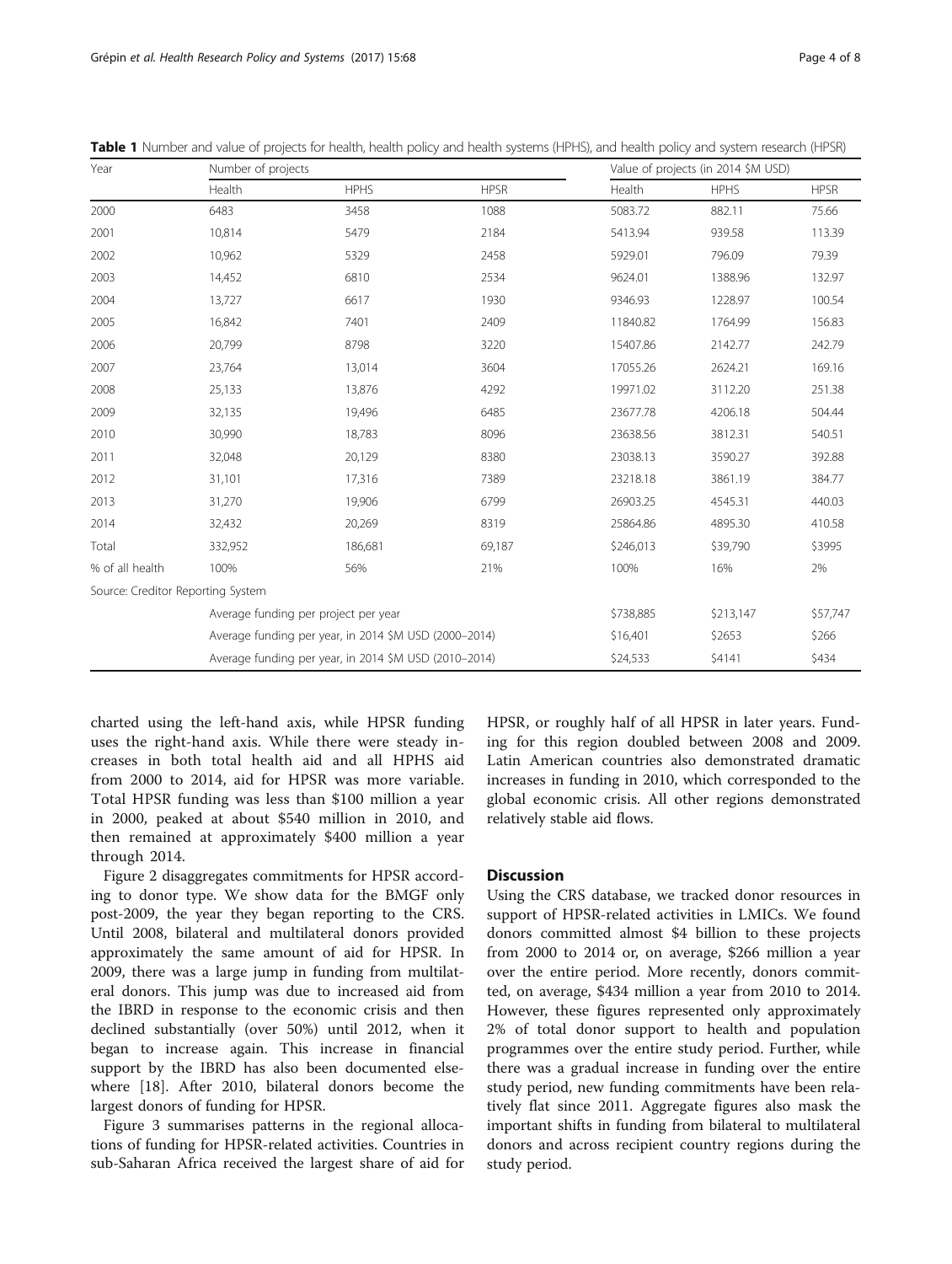**Table 1** Number and value of projects for health, health policy and health systems (HPHS), and health policy and system research (HPSR)

| Year | Number of projects | | | Value of projects (in 2014 $M USD) | | |
|---|---|---|---|---|---|---|
| | Health | HPHS | HPSR | Health | HPHS | HPSR |
| 2000 | 6483 | 3458 | 1088 | 5083.72 | 882.11 | 75.66 |
| 2001 | 10,814 | 5479 | 2184 | 5413.94 | 939.58 | 113.39 |
| 2002 | 10,962 | 5329 | 2458 | 5929.01 | 796.09 | 79.39 |
| 2003 | 14,452 | 6810 | 2534 | 9624.01 | 1388.96 | 132.97 |
| 2004 | 13,727 | 6617 | 1930 | 9346.93 | 1228.97 | 100.54 |
| 2005 | 16,842 | 7401 | 2409 | 11840.82 | 1764.99 | 156.83 |
| 2006 | 20,799 | 8798 | 3220 | 15407.86 | 2142.77 | 242.79 |
| 2007 | 23,764 | 13,014 | 3604 | 17055.26 | 2624.21 | 169.16 |
| 2008 | 25,133 | 13,876 | 4292 | 19971.02 | 3112.20 | 251.38 |
| 2009 | 32,135 | 19,496 | 6485 | 23677.78 | 4206.18 | 504.44 |
| 2010 | 30,990 | 18,783 | 8096 | 23638.56 | 3812.31 | 540.51 |
| 2011 | 32,048 | 20,129 | 8380 | 23038.13 | 3590.27 | 392.88 |
| 2012 | 31,101 | 17,316 | 7389 | 23218.18 | 3861.19 | 384.77 |
| 2013 | 31,270 | 19,906 | 6799 | 26903.25 | 4545.31 | 440.03 |
| 2014 | 32,432 | 20,269 | 8319 | 25864.86 | 4895.30 | 410.58 |
| Total | 332,952 | 186,681 | 69,187 | $246,013 | $39,790 | $3995 |
| % of all health | 100% | 56% | 21% | 100% | 16% | 2% |
| Source: Creditor Reporting System | | | | | | |
| | Average funding per project per year | | | $738,885 | $213,147 | $57,747 |
| | Average funding per year, in 2014 $M USD (2000–2014) | | | $16,401 | $2653 | $266 |
| | Average funding per year, in 2014 $M USD (2010–2014) | | | $24,533 | $4141 | $434 |

charted using the left-hand axis, while HPSR funding uses the right-hand axis. While there were steady increases in both total health aid and all HPHS aid from 2000 to 2014, aid for HPSR was more variable. Total HPSR funding was less than $100 million a year in 2000, peaked at about $540 million in 2010, and then remained at approximately $400 million a year through 2014.

Figure 2 disaggregates commitments for HPSR according to donor type. We show data for the BMGF only post-2009, the year they began reporting to the CRS. Until 2008, bilateral and multilateral donors provided approximately the same amount of aid for HPSR. In 2009, there was a large jump in funding from multilateral donors. This jump was due to increased aid from the IBRD in response to the economic crisis and then declined substantially (over 50%) until 2012, when it began to increase again. This increase in financial support by the IBRD has also been documented elsewhere [18]. After 2010, bilateral donors become the largest donors of funding for HPSR.

Figure 3 summarises patterns in the regional allocations of funding for HPSR-related activities. Countries in sub-Saharan Africa received the largest share of aid for HPSR, or roughly half of all HPSR in later years. Funding for this region doubled between 2008 and 2009. Latin American countries also demonstrated dramatic increases in funding in 2010, which corresponded to the global economic crisis. All other regions demonstrated relatively stable aid flows.

## Discussion

Using the CRS database, we tracked donor resources in support of HPSR-related activities in LMICs. We found donors committed almost $4 billion to these projects from 2000 to 2014 or, on average, $266 million a year over the entire period. More recently, donors committed, on average, $434 million a year from 2010 to 2014. However, these figures represented only approximately 2% of total donor support to health and population programmes over the entire study period. Further, while there was a gradual increase in funding over the entire study period, new funding commitments have been relatively flat since 2011. Aggregate figures also mask the important shifts in funding from bilateral to multilateral donors and across recipient country regions during the study period.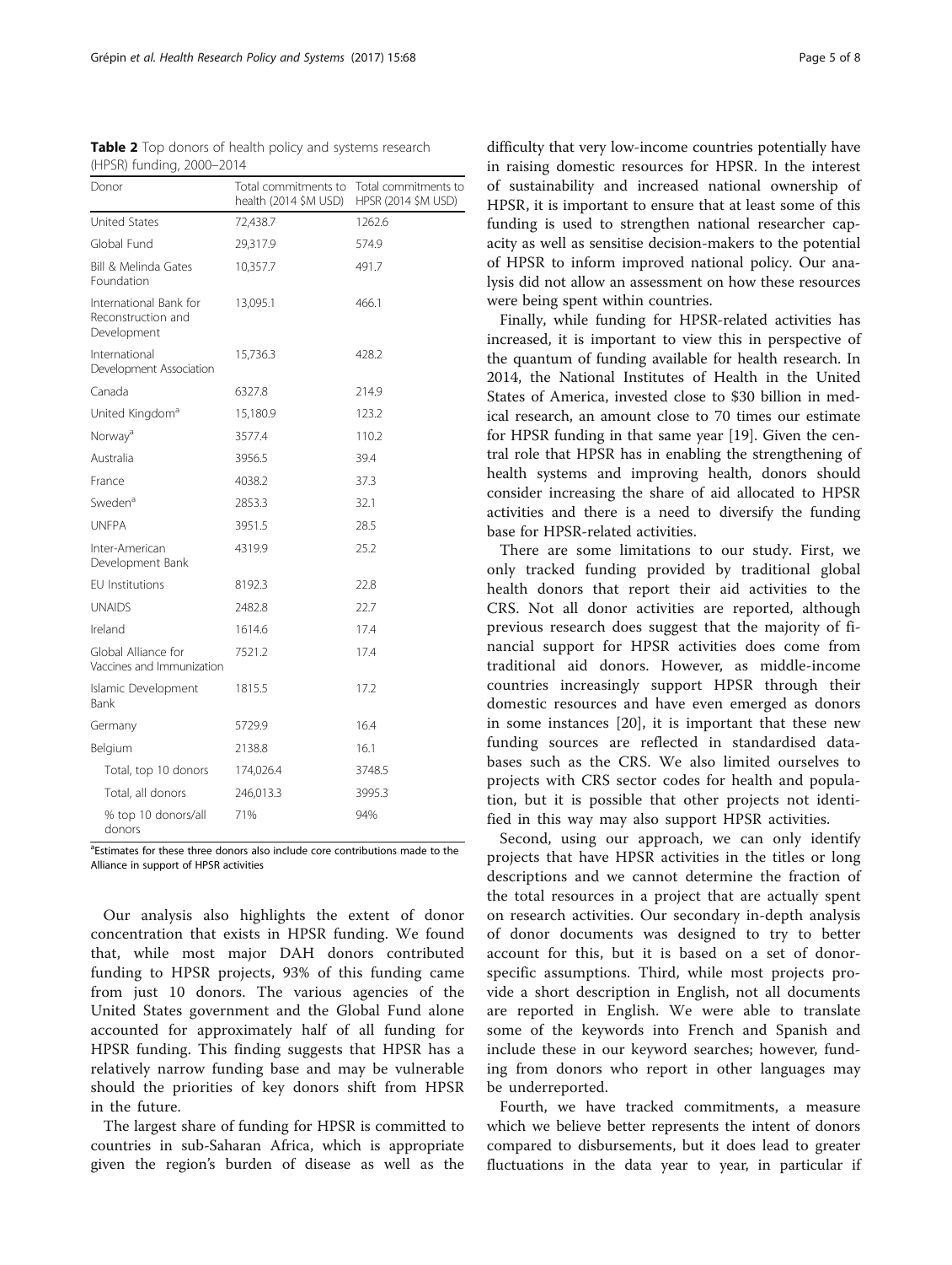**Table 2** Top donors of health policy and systems research (HPSR) funding, 2000–2014

| Donor | Total commitments to health (2014 $M USD) | Total commitments to HPSR (2014 $M USD) |
|---|---|---|
| United States | 72,438.7 | 1262.6 |
| Global Fund | 29,317.9 | 574.9 |
| Bill & Melinda Gates Foundation | 10,357.7 | 491.7 |
| International Bank for Reconstruction and Development | 13,095.1 | 466.1 |
| International Development Association | 15,736.3 | 428.2 |
| Canada | 6327.8 | 214.9 |
| United Kingdom[a] | 15,180.9 | 123.2 |
| Norway[a] | 3577.4 | 110.2 |
| Australia | 3956.5 | 39.4 |
| France | 4038.2 | 37.3 |
| Sweden[a] | 2853.3 | 32.1 |
| UNFPA | 3951.5 | 28.5 |
| Inter-American Development Bank | 4319.9 | 25.2 |
| EU Institutions | 8192.3 | 22.8 |
| UNAIDS | 2482.8 | 22.7 |
| Ireland | 1614.6 | 17.4 |
| Global Alliance for Vaccines and Immunization | 7521.2 | 17.4 |
| Islamic Development Bank | 1815.5 | 17.2 |
| Germany | 5729.9 | 16.4 |
| Belgium | 2138.8 | 16.1 |
| Total, top 10 donors | 174,026.4 | 3748.5 |
| Total, all donors | 246,013.3 | 3995.3 |
| % top 10 donors/all donors | 71% | 94% |

[a]Estimates for these three donors also include core contributions made to the Alliance in support of HPSR activities

Our analysis also highlights the extent of donor concentration that exists in HPSR funding. We found that, while most major DAH donors contributed funding to HPSR projects, 93% of this funding came from just 10 donors. The various agencies of the United States government and the Global Fund alone accounted for approximately half of all funding for HPSR funding. This finding suggests that HPSR has a relatively narrow funding base and may be vulnerable should the priorities of key donors shift from HPSR in the future.

The largest share of funding for HPSR is committed to countries in sub-Saharan Africa, which is appropriate given the region's burden of disease as well as the difficulty that very low-income countries potentially have in raising domestic resources for HPSR. In the interest of sustainability and increased national ownership of HPSR, it is important to ensure that at least some of this funding is used to strengthen national researcher capacity as well as sensitise decision-makers to the potential of HPSR to inform improved national policy. Our analysis did not allow an assessment on how these resources were being spent within countries.

Finally, while funding for HPSR-related activities has increased, it is important to view this in perspective of the quantum of funding available for health research. In 2014, the National Institutes of Health in the United States of America, invested close to $30 billion in medical research, an amount close to 70 times our estimate for HPSR funding in that same year [19]. Given the central role that HPSR has in enabling the strengthening of health systems and improving health, donors should consider increasing the share of aid allocated to HPSR activities and there is a need to diversify the funding base for HPSR-related activities.

There are some limitations to our study. First, we only tracked funding provided by traditional global health donors that report their aid activities to the CRS. Not all donor activities are reported, although previous research does suggest that the majority of financial support for HPSR activities does come from traditional aid donors. However, as middle-income countries increasingly support HPSR through their domestic resources and have even emerged as donors in some instances [20], it is important that these new funding sources are reflected in standardised databases such as the CRS. We also limited ourselves to projects with CRS sector codes for health and population, but it is possible that other projects not identified in this way may also support HPSR activities.

Second, using our approach, we can only identify projects that have HPSR activities in the titles or long descriptions and we cannot determine the fraction of the total resources in a project that are actually spent on research activities. Our secondary in-depth analysis of donor documents was designed to try to better account for this, but it is based on a set of donor-specific assumptions. Third, while most projects provide a short description in English, not all documents are reported in English. We were able to translate some of the keywords into French and Spanish and include these in our keyword searches; however, funding from donors who report in other languages may be underreported.

Fourth, we have tracked commitments, a measure which we believe better represents the intent of donors compared to disbursements, but it does lead to greater fluctuations in the data year to year, in particular if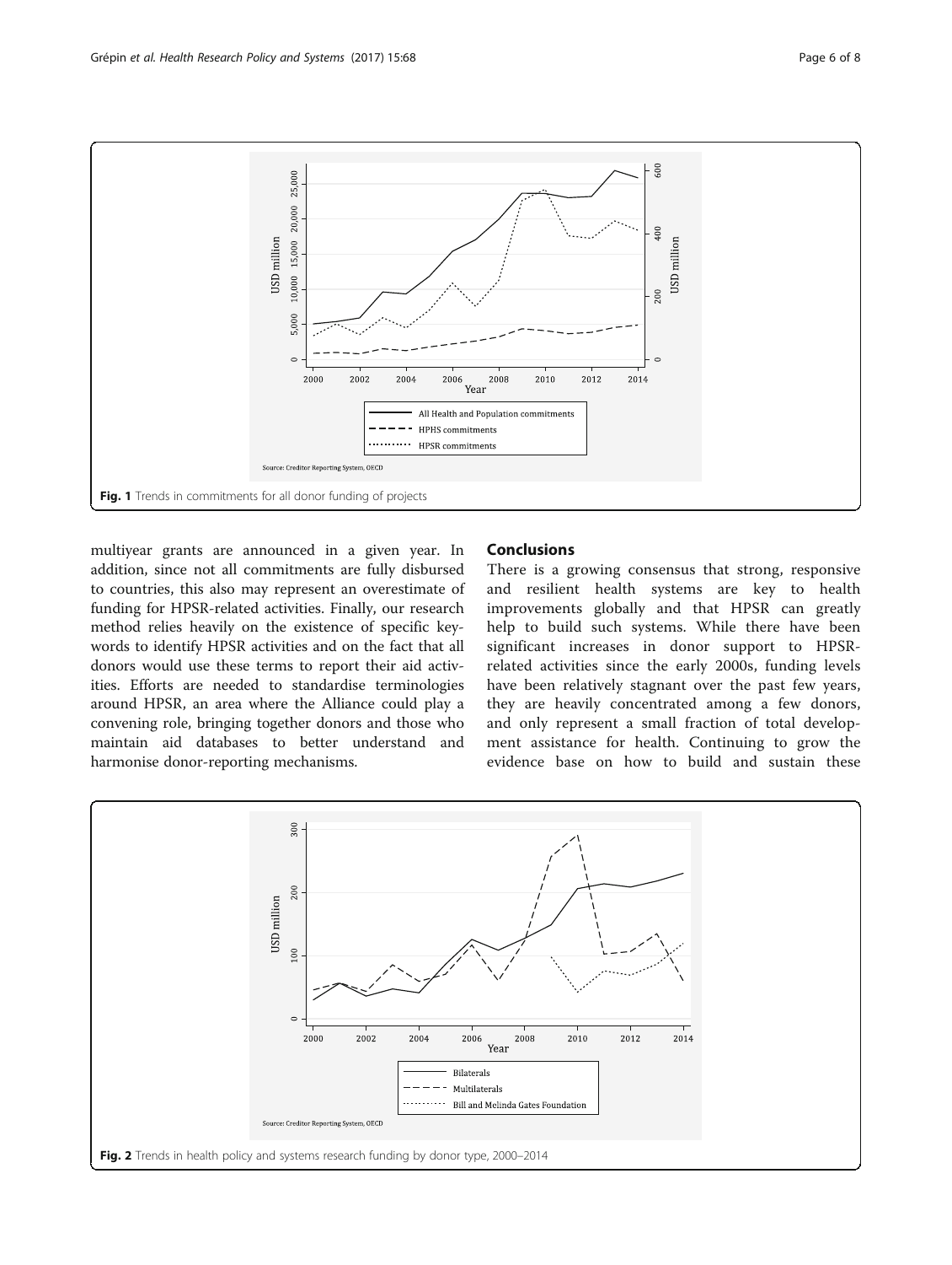Fig. 1 Trends in commitments for all donor funding of projects

multiyear grants are announced in a given year. In addition, since not all commitments are fully disbursed to countries, this also may represent an overestimate of funding for HPSR-related activities. Finally, our research method relies heavily on the existence of specific keywords to identify HPSR activities and on the fact that all donors would use these terms to report their aid activities. Efforts are needed to standardise terminologies around HPSR, an area where the Alliance could play a convening role, bringing together donors and those who maintain aid databases to better understand and harmonise donor-reporting mechanisms.

## Conclusions

There is a growing consensus that strong, responsive and resilient health systems are key to health improvements globally and that HPSR can greatly help to build such systems. While there have been significant increases in donor support to HPSR-related activities since the early 2000s, funding levels have been relatively stagnant over the past few years, they are heavily concentrated among a few donors, and only represent a small fraction of total development assistance for health. Continuing to grow the evidence base on how to build and sustain these

Fig. 2 Trends in health policy and systems research funding by donor type, 2000–2014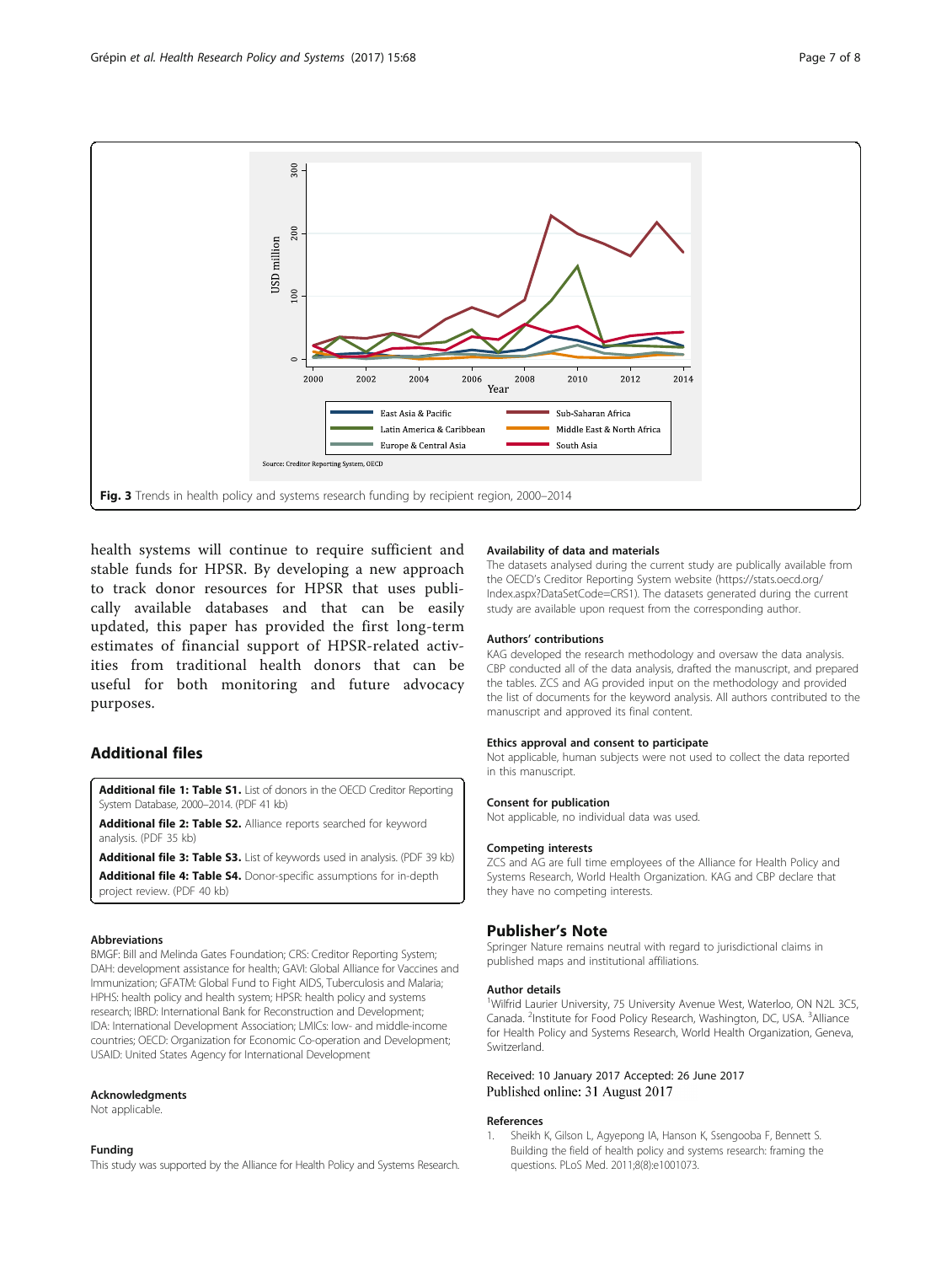USD million

300
200
100
0

2000
2002
2004
2006
2008
2010
2012
2014

Year

East Asia & Pacific
Sub-Saharan Africa
Latin America & Caribbean
Middle East & North Africa
Europe & Central Asia
South Asia

Source: Creditor Reporting System, OECD

**Fig. 3** Trends in health policy and systems research funding by recipient region, 2000–2014

health systems will continue to require sufficient and stable funds for HPSR. By developing a new approach to track donor resources for HPSR that uses publically available databases and that can be easily updated, this paper has provided the first long-term estimates of financial support of HPSR-related activities from traditional health donors that can be useful for both monitoring and future advocacy purposes.

## Additional files

**Additional file 1: Table S1.** List of donors in the OECD Creditor Reporting System Database, 2000–2014. (PDF 41 kb)

**Additional file 2: Table S2.** Alliance reports searched for keyword analysis. (PDF 35 kb)

**Additional file 3: Table S3.** List of keywords used in analysis. (PDF 39 kb)

**Additional file 4: Table S4.** Donor-specific assumptions for in-depth project review. (PDF 40 kb)

### Abbreviations

BMGF: Bill and Melinda Gates Foundation; CRS: Creditor Reporting System; DAH: development assistance for health; GAVI: Global Alliance for Vaccines and Immunization; GFATM: Global Fund to Fight AIDS, Tuberculosis and Malaria; HPHS: health policy and health system; HPSR: health policy and systems research; IBRD: International Bank for Reconstruction and Development; IDA: International Development Association; LMICs: low- and middle-income countries; OECD: Organization for Economic Co-operation and Development; USAID: United States Agency for International Development

### Acknowledgments

Not applicable.

### Funding

This study was supported by the Alliance for Health Policy and Systems Research.

### Availability of data and materials

The datasets analysed during the current study are publically available from the OECD's Creditor Reporting System website (https://stats.oecd.org/Index.aspx?DataSetCode=CRS1). The datasets generated during the current study are available upon request from the corresponding author.

### Authors' contributions

KAG developed the research methodology and oversaw the data analysis. CBP conducted all of the data analysis, drafted the manuscript, and prepared the tables. ZCS and AG provided input on the methodology and provided the list of documents for the keyword analysis. All authors contributed to the manuscript and approved its final content.

### Ethics approval and consent to participate

Not applicable, human subjects were not used to collect the data reported in this manuscript.

### Consent for publication

Not applicable, no individual data was used.

### Competing interests

ZCS and AG are full time employees of the Alliance for Health Policy and Systems Research, World Health Organization. KAG and CBP declare that they have no competing interests.

## Publisher's Note

Springer Nature remains neutral with regard to jurisdictional claims in published maps and institutional affiliations.

### Author details

[1]Wilfrid Laurier University, 75 University Avenue West, Waterloo, ON N2L 3C5, Canada. [2]Institute for Food Policy Research, Washington, DC, USA. [3]Alliance for Health Policy and Systems Research, World Health Organization, Geneva, Switzerland.

Received: 10 January 2017 Accepted: 26 June 2017
Published online: 31 August 2017

### References

1. Sheikh K, Gilson L, Agyepong IA, Hanson K, Ssengooba F, Bennett S. Building the field of health policy and systems research: framing the questions. PLoS Med. 2011;8(8):e1001073.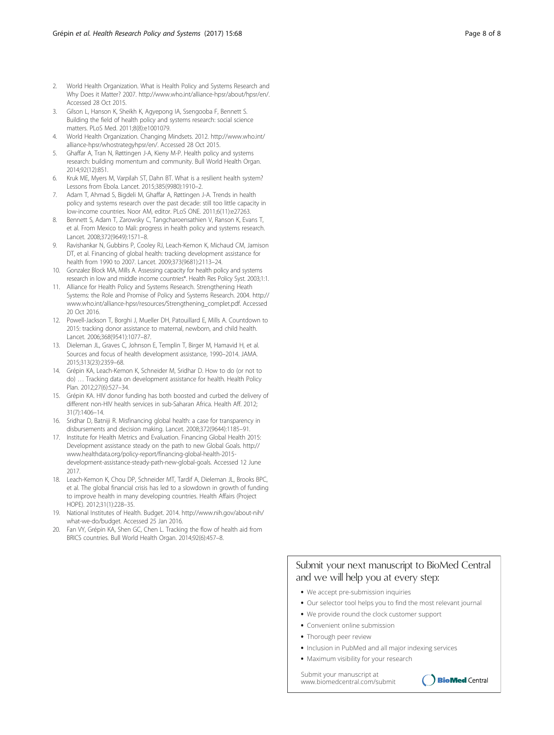2. World Health Organization. What is Health Policy and Systems Research and Why Does it Matter? 2007. http://www.who.int/alliance-hpsr/about/hpsr/en/. Accessed 28 Oct 2015.
3. Gilson L, Hanson K, Sheikh K, Agyepong IA, Ssengooba F, Bennett S. Building the field of health policy and systems research: social science matters. PLoS Med. 2011;8(8):e1001079.
4. World Health Organization. Changing Mindsets. 2012. http://www.who.int/alliance-hpsr/whostrategyhpsr/en/. Accessed 28 Oct 2015.
5. Ghaffar A, Tran N, Røttingen J-A, Kieny M-P. Health policy and systems research: building momentum and community. Bull World Health Organ. 2014;92(12):851.
6. Kruk ME, Myers M, Varpilah ST, Dahn BT. What is a resilient health system? Lessons from Ebola. Lancet. 2015;385(9980):1910–2.
7. Adam T, Ahmad S, Bigdeli M, Ghaffar A, Røttingen J-A. Trends in health policy and systems research over the past decade: still too little capacity in low-income countries. Noor AM, editor. PLoS ONE. 2011;6(11):e27263.
8. Bennett S, Adam T, Zarowsky C, Tangcharoensathien V, Ranson K, Evans T, et al. From Mexico to Mali: progress in health policy and systems research. Lancet. 2008;372(9649):1571–8.
9. Ravishankar N, Gubbins P, Cooley RJ, Leach-Kemon K, Michaud CM, Jamison DT, et al. Financing of global health: tracking development assistance for health from 1990 to 2007. Lancet. 2009;373(9681):2113–24.
10. Gonzalez Block MA, Mills A. Assessing capacity for health policy and systems research in low and middle income countries*. Health Res Policy Syst. 2003;1:1.
11. Alliance for Health Policy and Systems Research. Strengthening Heath Systems: the Role and Promise of Policy and Systems Research. 2004. http://www.who.int/alliance-hpsr/resources/Strengthening_complet.pdf. Accessed 20 Oct 2016.
12. Powell-Jackson T, Borghi J, Mueller DH, Patouillard E, Mills A. Countdown to 2015: tracking donor assistance to maternal, newborn, and child health. Lancet. 2006;368(9541):1077–87.
13. Dieleman JL, Graves C, Johnson E, Templin T, Birger M, Hamavid H, et al. Sources and focus of health development assistance, 1990–2014. JAMA. 2015;313(23):2359–68.
14. Grépin KA, Leach-Kemon K, Schneider M, Sridhar D. How to do (or not to do) … Tracking data on development assistance for health. Health Policy Plan. 2012;27(6):527–34.
15. Grépin KA. HIV donor funding has both boosted and curbed the delivery of different non-HIV health services in sub-Saharan Africa. Health Aff. 2012; 31(7):1406–14.
16. Sridhar D, Batniji R. Misfinancing global health: a case for transparency in disbursements and decision making. Lancet. 2008;372(9644):1185–91.
17. Institute for Health Metrics and Evaluation. Financing Global Health 2015: Development assistance steady on the path to new Global Goals. http://www.healthdata.org/policy-report/financing-global-health-2015-development-assistance-steady-path-new-global-goals. Accessed 12 June 2017.
18. Leach-Kemon K, Chou DP, Schneider MT, Tardif A, Dieleman JL, Brooks BPC, et al. The global financial crisis has led to a slowdown in growth of funding to improve health in many developing countries. Health Affairs (Project HOPE). 2012;31(1):228–35.
19. National Institutes of Health. Budget. 2014. http://www.nih.gov/about-nih/what-we-do/budget. Accessed 25 Jan 2016.
20. Fan VY, Grépin KA, Shen GC, Chen L. Tracking the flow of health aid from BRICS countries. Bull World Health Organ. 2014;92(6):457–8.